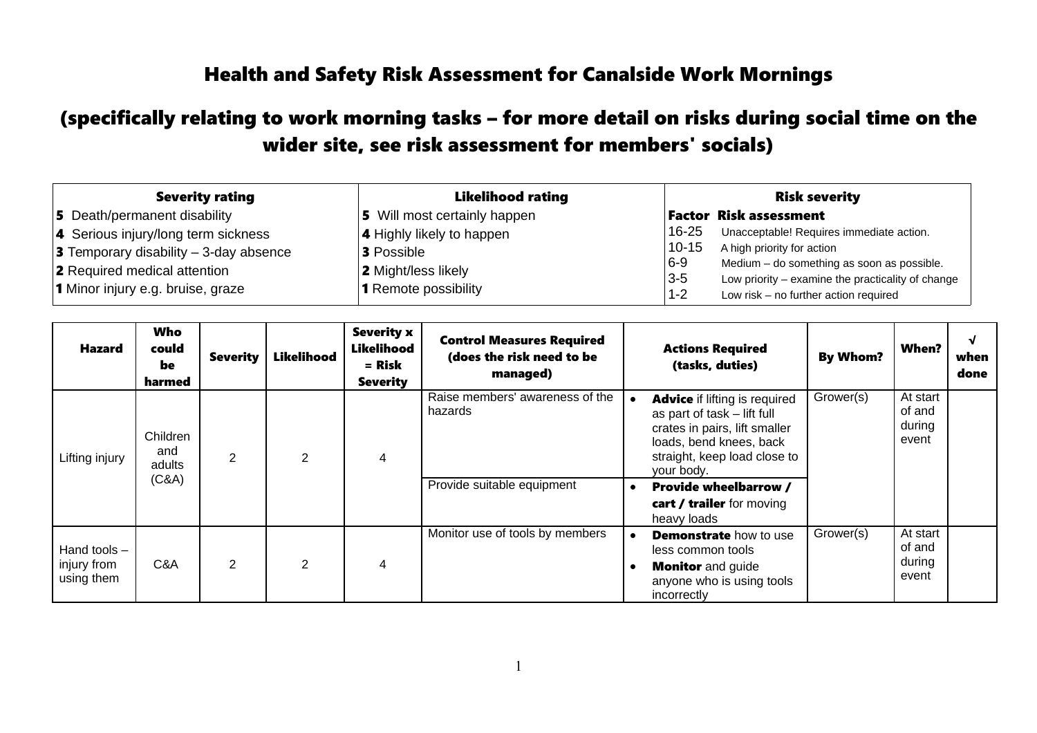# Health and Safety Risk Assessment for Canalside Work Mornings

## (specifically relating to work morning tasks – for more detail on risks during social time on the wider site, see risk assessment for members' socials)

| Severity rating | Likelihood rating | Risk severity | |
|---|---|---|---|
| **5** Death/permanent disability | **5** Will most certainly happen | **Factor** | **Risk assessment** |
| **4** Serious injury/long term sickness | **4** Highly likely to happen | 16-25 | Unacceptable! Requires immediate action. |
| **3** Temporary disability – 3-day absence | **3** Possible | 10-15 | A high priority for action |
| **2** Required medical attention | **2** Might/less likely | 6-9 | Medium – do something as soon as possible. |
| **1** Minor injury e.g. bruise, graze | **1** Remote possibility | 3-5 | Low priority – examine the practicality of change |
| | | 1-2 | Low risk – no further action required |

| Hazard | Who could be harmed | Severity | Likelihood | Severity x Likelihood = Risk Severity | Control Measures Required (does the risk need to be managed) | Actions Required (tasks, duties) | By Whom? | When? | √ when done |
|---|---|---|---|---|---|---|---|---|---|
| Lifting injury | Children and adults (C&A) | 2 | 2 | 4 | Raise members' awareness of the hazards | • **Advice** if lifting is required as part of task – lift full crates in pairs, lift smaller loads, bend knees, back straight, keep load close to your body. | Grower(s) | At start of and during event | |
| | | | | | Provide suitable equipment | • **Provide wheelbarrow / cart / trailer** for moving heavy loads | | | |
| Hand tools – injury from using them | C&A | 2 | 2 | 4 | Monitor use of tools by members | • **Demonstrate** how to use less common tools<br>• **Monitor** and guide anyone who is using tools incorrectly | Grower(s) | At start of and during event | |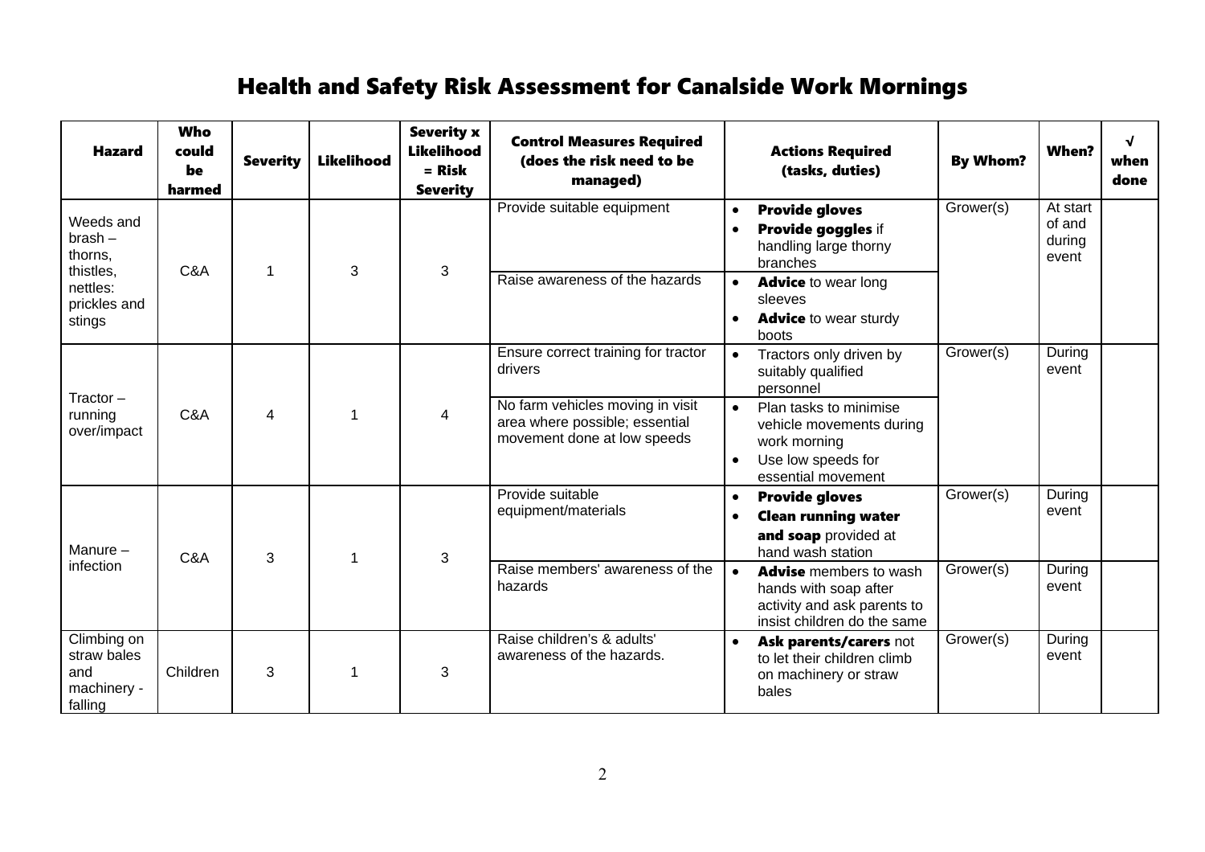# Health and Safety Risk Assessment for Canalside Work Mornings

| Hazard | Who could be harmed | Severity | Likelihood | Severity x Likelihood = Risk Severity | Control Measures Required (does the risk need to be managed) | Actions Required (tasks, duties) | By Whom? | When? | √ when done |
|---|---|---|---|---|---|---|---|---|---|
| Weeds and brash – thorns, thistles, nettles: prickles and stings | C&A | 1 | 3 | 3 | Provide suitable equipment | • **Provide gloves**<br>• **Provide goggles** if handling large thorny branches | Grower(s) | At start of and during event | |
| | | | | | Raise awareness of the hazards | • **Advice** to wear long sleeves<br>• **Advice** to wear sturdy boots | | | |
| Tractor – running over/impact | C&A | 4 | 1 | 4 | Ensure correct training for tractor drivers | • Tractors only driven by suitably qualified personnel | Grower(s) | During event | |
| | | | | | No farm vehicles moving in visit area where possible; essential movement done at low speeds | • Plan tasks to minimise vehicle movements during work morning<br>• Use low speeds for essential movement | | | |
| Manure – infection | C&A | 3 | 1 | 3 | Provide suitable equipment/materials | • **Provide gloves**<br>• **Clean running water and soap** provided at hand wash station | Grower(s) | During event | |
| | | | | | Raise members' awareness of the hazards | • **Advise** members to wash hands with soap after activity and ask parents to insist children do the same | Grower(s) | During event | |
| Climbing on straw bales and machinery - falling | Children | 3 | 1 | 3 | Raise children's & adults' awareness of the hazards. | • **Ask parents/carers** not to let their children climb on machinery or straw bales | Grower(s) | During event | |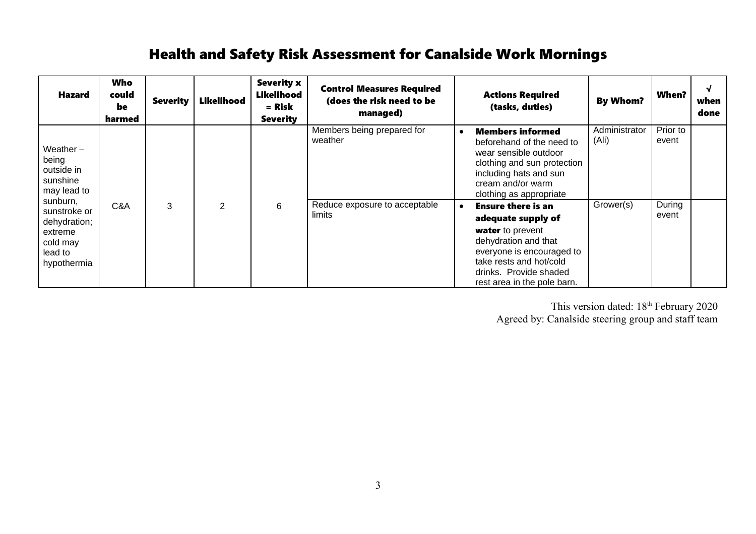# Health and Safety Risk Assessment for Canalside Work Mornings

| Hazard | Who could be harmed | Severity | Likelihood | Severity x Likelihood = Risk Severity | Control Measures Required (does the risk need to be managed) | Actions Required (tasks, duties) | By Whom? | When? | √ when done |
|---|---|---|---|---|---|---|---|---|---|
| Weather – being outside in sunshine may lead to sunburn, sunstroke or dehydration; extreme cold may lead to hypothermia | C&A | 3 | 2 | 6 | Members being prepared for weather | • **Members informed** beforehand of the need to wear sensible outdoor clothing and sun protection including hats and sun cream and/or warm clothing as appropriate | Administrator (Ali) | Prior to event | |
| | | | | | Reduce exposure to acceptable limits | • **Ensure there is an adequate supply of water** to prevent dehydration and that everyone is encouraged to take rests and hot/cold drinks. Provide shaded rest area in the pole barn. | Grower(s) | During event | |

This version dated: 18th February 2020
Agreed by: Canalside steering group and staff team